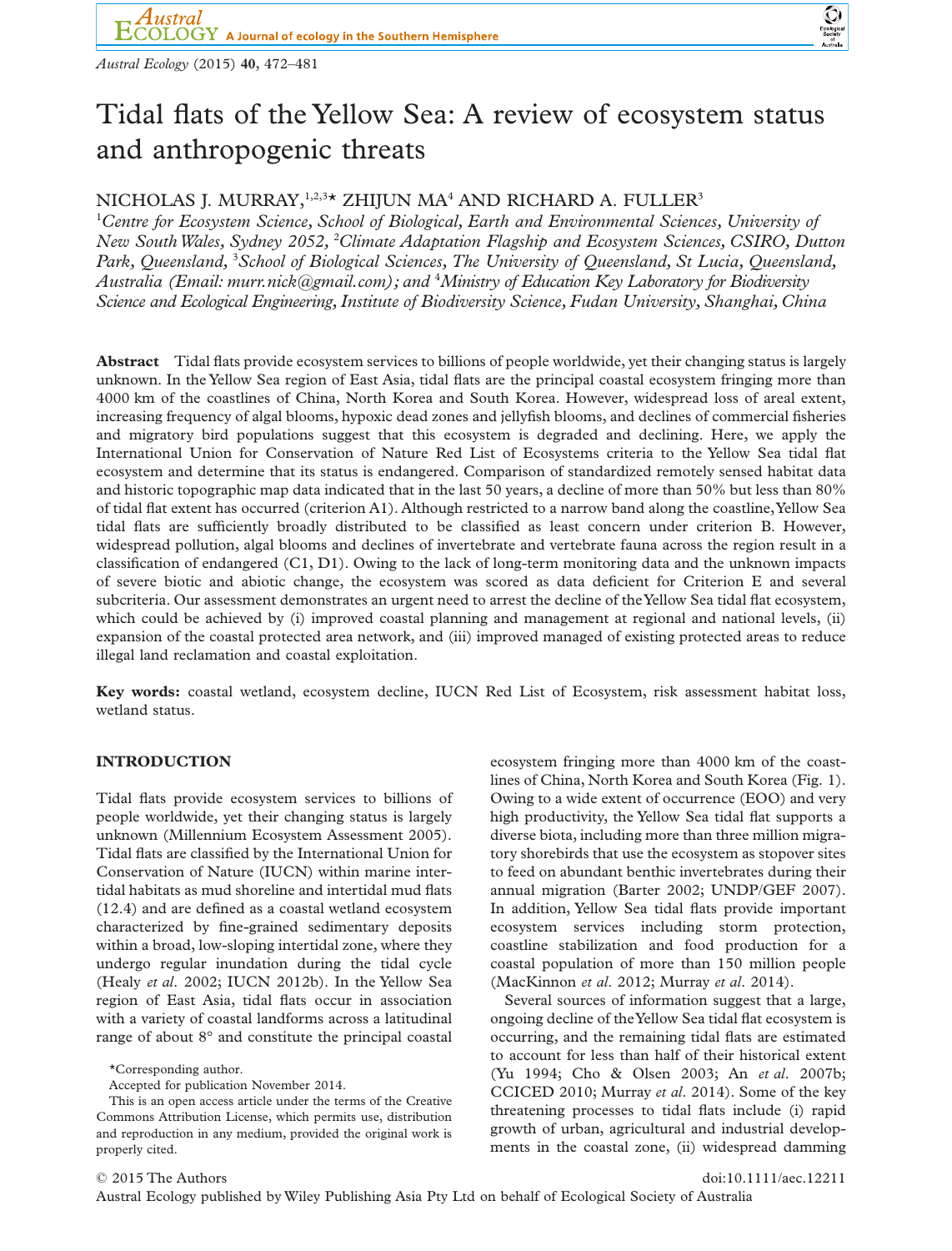# Tidal flats of the Yellow Sea: A review of ecosystem status and anthropogenic threats

NICHOLAS J. MURRAY,[1,2,3]* ZHIJUN MA[4] AND RICHARD A. FULLER[3]

[1]*Centre for Ecosystem Science, School of Biological, Earth and Environmental Sciences, University of New South Wales, Sydney 2052,* [2]*Climate Adaptation Flagship and Ecosystem Sciences, CSIRO, Dutton Park, Queensland,* [3]*School of Biological Sciences, The University of Queensland, St Lucia, Queensland, Australia (Email: murr.nick@gmail.com); and* [4]*Ministry of Education Key Laboratory for Biodiversity Science and Ecological Engineering, Institute of Biodiversity Science, Fudan University, Shanghai, China*

**Abstract** Tidal flats provide ecosystem services to billions of people worldwide, yet their changing status is largely unknown. In the Yellow Sea region of East Asia, tidal flats are the principal coastal ecosystem fringing more than 4000 km of the coastlines of China, North Korea and South Korea. However, widespread loss of areal extent, increasing frequency of algal blooms, hypoxic dead zones and jellyfish blooms, and declines of commercial fisheries and migratory bird populations suggest that this ecosystem is degraded and declining. Here, we apply the International Union for Conservation of Nature Red List of Ecosystems criteria to the Yellow Sea tidal flat ecosystem and determine that its status is endangered. Comparison of standardized remotely sensed habitat data and historic topographic map data indicated that in the last 50 years, a decline of more than 50% but less than 80% of tidal flat extent has occurred (criterion A1). Although restricted to a narrow band along the coastline, Yellow Sea tidal flats are sufficiently broadly distributed to be classified as least concern under criterion B. However, widespread pollution, algal blooms and declines of invertebrate and vertebrate fauna across the region result in a classification of endangered (C1, D1). Owing to the lack of long-term monitoring data and the unknown impacts of severe biotic and abiotic change, the ecosystem was scored as data deficient for Criterion E and several subcriteria. Our assessment demonstrates an urgent need to arrest the decline of the Yellow Sea tidal flat ecosystem, which could be achieved by (i) improved coastal planning and management at regional and national levels, (ii) expansion of the coastal protected area network, and (iii) improved managed of existing protected areas to reduce illegal land reclamation and coastal exploitation.

**Key words:** coastal wetland, ecosystem decline, IUCN Red List of Ecosystem, risk assessment habitat loss, wetland status.

## INTRODUCTION

Tidal flats provide ecosystem services to billions of people worldwide, yet their changing status is largely unknown (Millennium Ecosystem Assessment 2005). Tidal flats are classified by the International Union for Conservation of Nature (IUCN) within marine intertidal habitats as mud shoreline and intertidal mud flats (12.4) and are defined as a coastal wetland ecosystem characterized by fine-grained sedimentary deposits within a broad, low-sloping intertidal zone, where they undergo regular inundation during the tidal cycle (Healy *et al.* 2002; IUCN 2012b). In the Yellow Sea region of East Asia, tidal flats occur in association with a variety of coastal landforms across a latitudinal range of about 8° and constitute the principal coastal ecosystem fringing more than 4000 km of the coastlines of China, North Korea and South Korea (Fig. 1). Owing to a wide extent of occurrence (EOO) and very high productivity, the Yellow Sea tidal flat supports a diverse biota, including more than three million migratory shorebirds that use the ecosystem as stopover sites to feed on abundant benthic invertebrates during their annual migration (Barter 2002; UNDP/GEF 2007). In addition, Yellow Sea tidal flats provide important ecosystem services including storm protection, coastline stabilization and food production for a coastal population of more than 150 million people (MacKinnon *et al.* 2012; Murray *et al.* 2014).

Several sources of information suggest that a large, ongoing decline of the Yellow Sea tidal flat ecosystem is occurring, and the remaining tidal flats are estimated to account for less than half of their historical extent (Yu 1994; Cho & Olsen 2003; An *et al.* 2007b; CCICED 2010; Murray *et al.* 2014). Some of the key threatening processes to tidal flats include (i) rapid growth of urban, agricultural and industrial developments in the coastal zone, (ii) widespread damming

*Corresponding author.

Accepted for publication November 2014.

This is an open access article under the terms of the Creative Commons Attribution License, which permits use, distribution and reproduction in any medium, provided the original work is properly cited.

© 2015 The Authors doi:10.1111/aec.12211

Austral Ecology published by Wiley Publishing Asia Pty Ltd on behalf of Ecological Society of Australia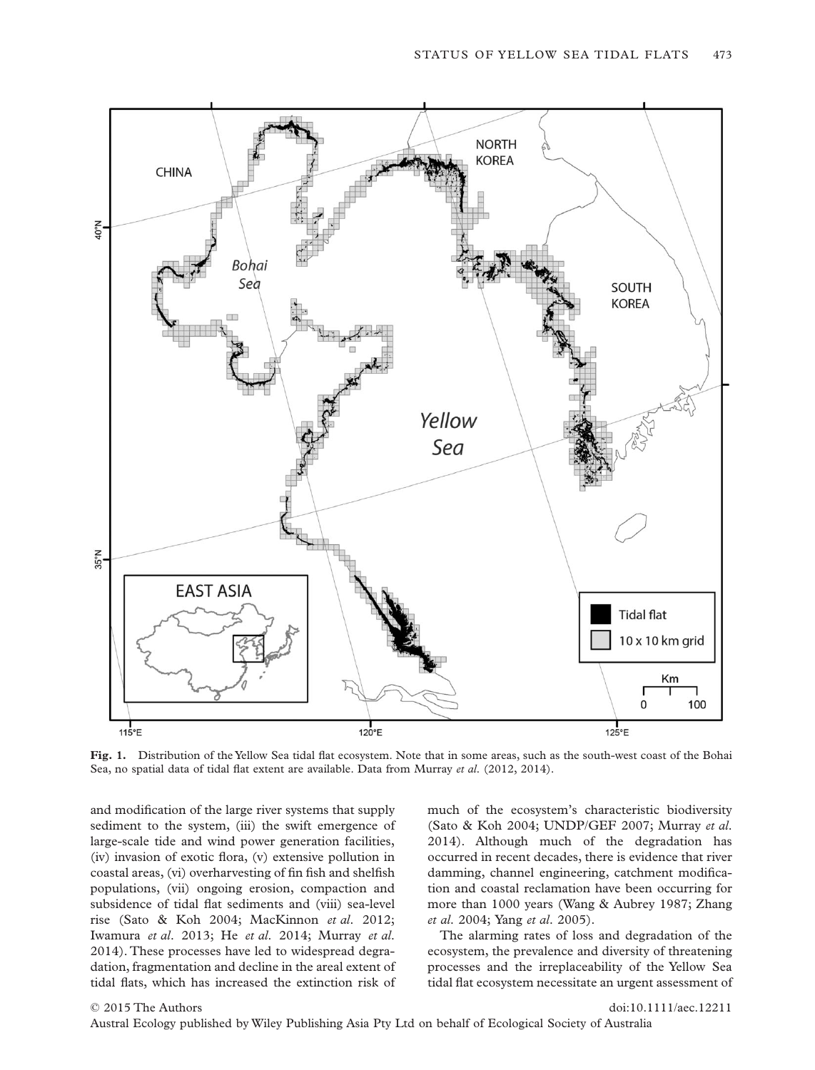**Fig. 1.** Distribution of the Yellow Sea tidal flat ecosystem. Note that in some areas, such as the south-west coast of the Bohai Sea, no spatial data of tidal flat extent are available. Data from Murray *et al.* (2012, 2014).

and modification of the large river systems that supply sediment to the system, (iii) the swift emergence of large-scale tide and wind power generation facilities, (iv) invasion of exotic flora, (v) extensive pollution in coastal areas, (vi) overharvesting of fin fish and shellfish populations, (vii) ongoing erosion, compaction and subsidence of tidal flat sediments and (viii) sea-level rise (Sato & Koh 2004; MacKinnon *et al.* 2012; Iwamura *et al.* 2013; He *et al.* 2014; Murray *et al.* 2014). These processes have led to widespread degradation, fragmentation and decline in the areal extent of tidal flats, which has increased the extinction risk of much of the ecosystem's characteristic biodiversity (Sato & Koh 2004; UNDP/GEF 2007; Murray *et al.* 2014). Although much of the degradation has occurred in recent decades, there is evidence that river damming, channel engineering, catchment modification and coastal reclamation have been occurring for more than 1000 years (Wang & Aubrey 1987; Zhang *et al.* 2004; Yang *et al.* 2005).

The alarming rates of loss and degradation of the ecosystem, the prevalence and diversity of threatening processes and the irreplaceability of the Yellow Sea tidal flat ecosystem necessitate an urgent assessment of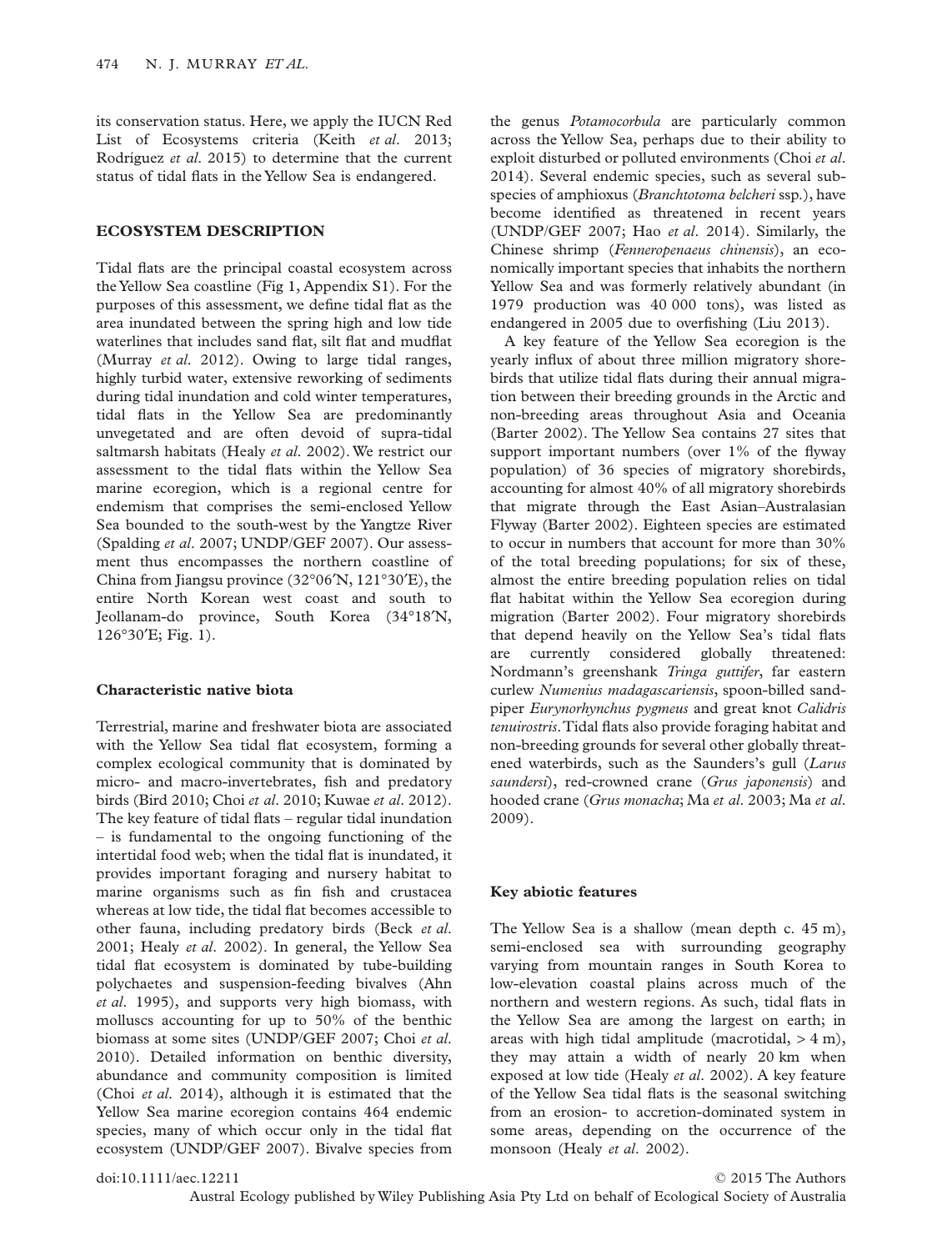its conservation status. Here, we apply the IUCN Red List of Ecosystems criteria (Keith *et al*. 2013; Rodríguez *et al*. 2015) to determine that the current status of tidal flats in the Yellow Sea is endangered.

## ECOSYSTEM DESCRIPTION

Tidal flats are the principal coastal ecosystem across the Yellow Sea coastline (Fig 1, Appendix S1). For the purposes of this assessment, we define tidal flat as the area inundated between the spring high and low tide waterlines that includes sand flat, silt flat and mudflat (Murray *et al*. 2012). Owing to large tidal ranges, highly turbid water, extensive reworking of sediments during tidal inundation and cold winter temperatures, tidal flats in the Yellow Sea are predominantly unvegetated and are often devoid of supra-tidal saltmarsh habitats (Healy *et al*. 2002). We restrict our assessment to the tidal flats within the Yellow Sea marine ecoregion, which is a regional centre for endemism that comprises the semi-enclosed Yellow Sea bounded to the south-west by the Yangtze River (Spalding *et al*. 2007; UNDP/GEF 2007). Our assessment thus encompasses the northern coastline of China from Jiangsu province (32°06′N, 121°30′E), the entire North Korean west coast and south to Jeollanam-do province, South Korea (34°18′N, 126°30′E; Fig. 1).

### Characteristic native biota

Terrestrial, marine and freshwater biota are associated with the Yellow Sea tidal flat ecosystem, forming a complex ecological community that is dominated by micro- and macro-invertebrates, fish and predatory birds (Bird 2010; Choi *et al*. 2010; Kuwae *et al*. 2012). The key feature of tidal flats – regular tidal inundation – is fundamental to the ongoing functioning of the intertidal food web; when the tidal flat is inundated, it provides important foraging and nursery habitat to marine organisms such as fin fish and crustacea whereas at low tide, the tidal flat becomes accessible to other fauna, including predatory birds (Beck *et al*. 2001; Healy *et al*. 2002). In general, the Yellow Sea tidal flat ecosystem is dominated by tube-building polychaetes and suspension-feeding bivalves (Ahn *et al*. 1995), and supports very high biomass, with molluscs accounting for up to 50% of the benthic biomass at some sites (UNDP/GEF 2007; Choi *et al*. 2010). Detailed information on benthic diversity, abundance and community composition is limited (Choi *et al*. 2014), although it is estimated that the Yellow Sea marine ecoregion contains 464 endemic species, many of which occur only in the tidal flat ecosystem (UNDP/GEF 2007). Bivalve species from the genus *Potamocorbula* are particularly common across the Yellow Sea, perhaps due to their ability to exploit disturbed or polluted environments (Choi *et al*. 2014). Several endemic species, such as several subspecies of amphioxus (*Branchtotoma belcheri* ssp.), have become identified as threatened in recent years (UNDP/GEF 2007; Hao *et al*. 2014). Similarly, the Chinese shrimp (*Fenneropenaeus chinensis*), an economically important species that inhabits the northern Yellow Sea and was formerly relatively abundant (in 1979 production was 40 000 tons), was listed as endangered in 2005 due to overfishing (Liu 2013).

A key feature of the Yellow Sea ecoregion is the yearly influx of about three million migratory shorebirds that utilize tidal flats during their annual migration between their breeding grounds in the Arctic and non-breeding areas throughout Asia and Oceania (Barter 2002). The Yellow Sea contains 27 sites that support important numbers (over 1% of the flyway population) of 36 species of migratory shorebirds, accounting for almost 40% of all migratory shorebirds that migrate through the East Asian–Australasian Flyway (Barter 2002). Eighteen species are estimated to occur in numbers that account for more than 30% of the total breeding populations; for six of these, almost the entire breeding population relies on tidal flat habitat within the Yellow Sea ecoregion during migration (Barter 2002). Four migratory shorebirds that depend heavily on the Yellow Sea's tidal flats are currently considered globally threatened: Nordmann's greenshank *Tringa guttifer*, far eastern curlew *Numenius madagascariensis*, spoon-billed sandpiper *Eurynorhynchus pygmeus* and great knot *Calidris tenuirostris*. Tidal flats also provide foraging habitat and non-breeding grounds for several other globally threatened waterbirds, such as the Saunders's gull (*Larus saundersi*), red-crowned crane (*Grus japonensis*) and hooded crane (*Grus monacha*; Ma *et al*. 2003; Ma *et al*. 2009).

### Key abiotic features

The Yellow Sea is a shallow (mean depth c. 45 m), semi-enclosed sea with surrounding geography varying from mountain ranges in South Korea to low-elevation coastal plains across much of the northern and western regions. As such, tidal flats in the Yellow Sea are among the largest on earth; in areas with high tidal amplitude (macrotidal, > 4 m), they may attain a width of nearly 20 km when exposed at low tide (Healy *et al*. 2002). A key feature of the Yellow Sea tidal flats is the seasonal switching from an erosion- to accretion-dominated system in some areas, depending on the occurrence of the monsoon (Healy *et al*. 2002).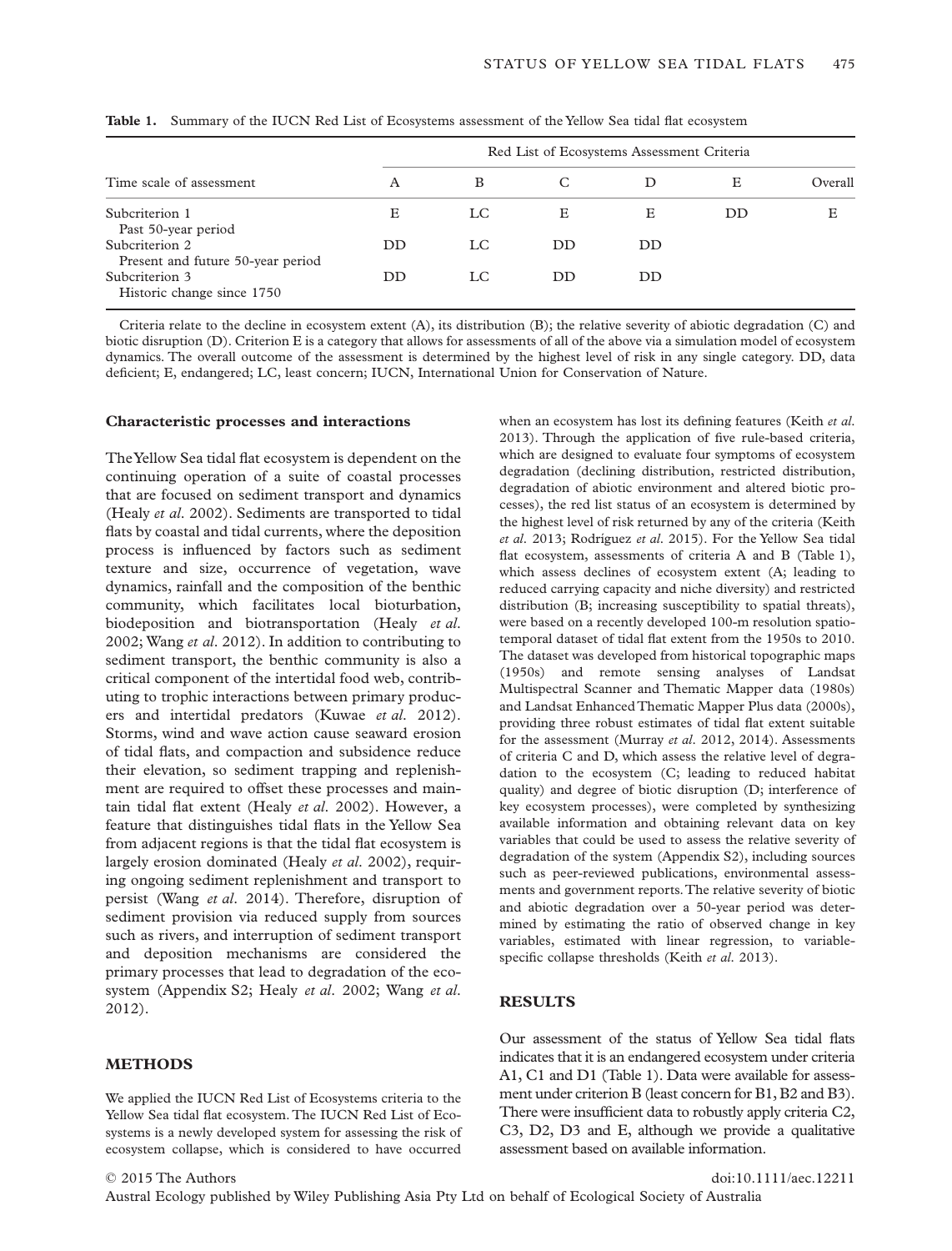**Table 1.** Summary of the IUCN Red List of Ecosystems assessment of the Yellow Sea tidal flat ecosystem

| Time scale of assessment | Red List of Ecosystems Assessment Criteria | | | | | |
|---|---|---|---|---|---|---|
| | A | B | C | D | E | Overall |
| Subcriterion 1<br>Past 50-year period | E | LC | E | E | DD | E |
| Subcriterion 2<br>Present and future 50-year period | DD | LC | DD | DD | | |
| Subcriterion 3<br>Historic change since 1750 | DD | LC | DD | DD | | |

Criteria relate to the decline in ecosystem extent (A), its distribution (B); the relative severity of abiotic degradation (C) and biotic disruption (D). Criterion E is a category that allows for assessments of all of the above via a simulation model of ecosystem dynamics. The overall outcome of the assessment is determined by the highest level of risk in any single category. DD, data deficient; E, endangered; LC, least concern; IUCN, International Union for Conservation of Nature.

### Characteristic processes and interactions

The Yellow Sea tidal flat ecosystem is dependent on the continuing operation of a suite of coastal processes that are focused on sediment transport and dynamics (Healy *et al.* 2002). Sediments are transported to tidal flats by coastal and tidal currents, where the deposition process is influenced by factors such as sediment texture and size, occurrence of vegetation, wave dynamics, rainfall and the composition of the benthic community, which facilitates local bioturbation, biodeposition and biotransportation (Healy *et al.* 2002; Wang *et al.* 2012). In addition to contributing to sediment transport, the benthic community is also a critical component of the intertidal food web, contributing to trophic interactions between primary producers and intertidal predators (Kuwae *et al.* 2012). Storms, wind and wave action cause seaward erosion of tidal flats, and compaction and subsidence reduce their elevation, so sediment trapping and replenishment are required to offset these processes and maintain tidal flat extent (Healy *et al.* 2002). However, a feature that distinguishes tidal flats in the Yellow Sea from adjacent regions is that the tidal flat ecosystem is largely erosion dominated (Healy *et al.* 2002), requiring ongoing sediment replenishment and transport to persist (Wang *et al.* 2014). Therefore, disruption of sediment provision via reduced supply from sources such as rivers, and interruption of sediment transport and deposition mechanisms are considered the primary processes that lead to degradation of the ecosystem (Appendix S2; Healy *et al.* 2002; Wang *et al.* 2012).

## METHODS

We applied the IUCN Red List of Ecosystems criteria to the Yellow Sea tidal flat ecosystem. The IUCN Red List of Ecosystems is a newly developed system for assessing the risk of ecosystem collapse, which is considered to have occurred when an ecosystem has lost its defining features (Keith *et al.* 2013). Through the application of five rule-based criteria, which are designed to evaluate four symptoms of ecosystem degradation (declining distribution, restricted distribution, degradation of abiotic environment and altered biotic processes), the red list status of an ecosystem is determined by the highest level of risk returned by any of the criteria (Keith *et al.* 2013; Rodríguez *et al.* 2015). For the Yellow Sea tidal flat ecosystem, assessments of criteria A and B (Table 1), which assess declines of ecosystem extent (A; leading to reduced carrying capacity and niche diversity) and restricted distribution (B; increasing susceptibility to spatial threats), were based on a recently developed 100-m resolution spatio-temporal dataset of tidal flat extent from the 1950s to 2010. The dataset was developed from historical topographic maps (1950s) and remote sensing analyses of Landsat Multispectral Scanner and Thematic Mapper data (1980s) and Landsat Enhanced Thematic Mapper Plus data (2000s), providing three robust estimates of tidal flat extent suitable for the assessment (Murray *et al.* 2012, 2014). Assessments of criteria C and D, which assess the relative level of degradation to the ecosystem (C; leading to reduced habitat quality) and degree of biotic disruption (D; interference of key ecosystem processes), were completed by synthesizing available information and obtaining relevant data on key variables that could be used to assess the relative severity of degradation of the system (Appendix S2), including sources such as peer-reviewed publications, environmental assessments and government reports. The relative severity of biotic and abiotic degradation over a 50-year period was determined by estimating the ratio of observed change in key variables, estimated with linear regression, to variable-specific collapse thresholds (Keith *et al.* 2013).

## RESULTS

Our assessment of the status of Yellow Sea tidal flats indicates that it is an endangered ecosystem under criteria A1, C1 and D1 (Table 1). Data were available for assessment under criterion B (least concern for B1, B2 and B3). There were insufficient data to robustly apply criteria C2, C3, D2, D3 and E, although we provide a qualitative assessment based on available information.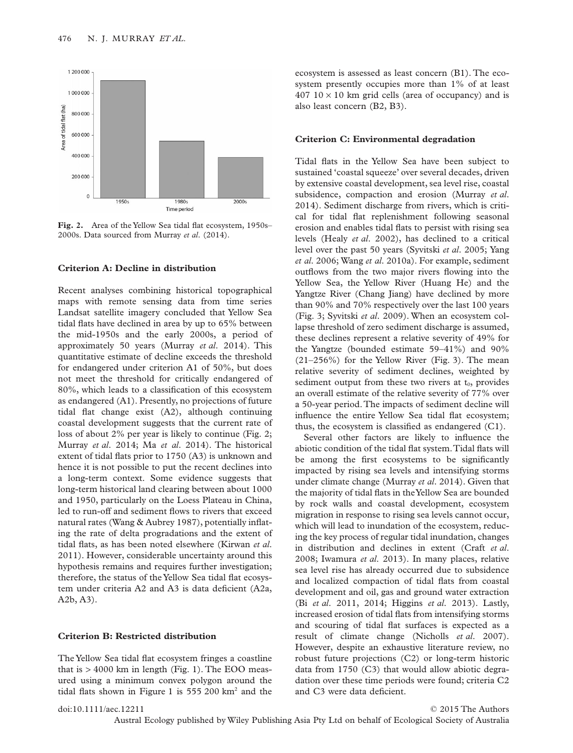Fig. 2. Area of the Yellow Sea tidal flat ecosystem, 1950s–2000s. Data sourced from Murray *et al.* (2014).

**Criterion A: Decline in distribution**

Recent analyses combining historical topographical maps with remote sensing data from time series Landsat satellite imagery concluded that Yellow Sea tidal flats have declined in area by up to 65% between the mid-1950s and the early 2000s, a period of approximately 50 years (Murray *et al.* 2014). This quantitative estimate of decline exceeds the threshold for endangered under criterion A1 of 50%, but does not meet the threshold for critically endangered of 80%, which leads to a classification of this ecosystem as endangered (A1). Presently, no projections of future tidal flat change exist (A2), although continuing coastal development suggests that the current rate of loss of about 2% per year is likely to continue (Fig. 2; Murray *et al.* 2014; Ma *et al.* 2014). The historical extent of tidal flats prior to 1750 (A3) is unknown and hence it is not possible to put the recent declines into a long-term context. Some evidence suggests that long-term historical land clearing between about 1000 and 1950, particularly on the Loess Plateau in China, led to run-off and sediment flows to rivers that exceed natural rates (Wang & Aubrey 1987), potentially inflating the rate of delta progradations and the extent of tidal flats, as has been noted elsewhere (Kirwan *et al.* 2011). However, considerable uncertainty around this hypothesis remains and requires further investigation; therefore, the status of the Yellow Sea tidal flat ecosystem under criteria A2 and A3 is data deficient (A2a, A2b, A3).

**Criterion B: Restricted distribution**

The Yellow Sea tidal flat ecosystem fringes a coastline that is > 4000 km in length (Fig. 1). The EOO measured using a minimum convex polygon around the tidal flats shown in Figure 1 is 555 200 km$^2$ and the ecosystem is assessed as least concern (B1). The ecosystem presently occupies more than 1% of at least 407 $10 \times 10$ km grid cells (area of occupancy) and is also least concern (B2, B3).

**Criterion C: Environmental degradation**

Tidal flats in the Yellow Sea have been subject to sustained 'coastal squeeze' over several decades, driven by extensive coastal development, sea level rise, coastal subsidence, compaction and erosion (Murray *et al.* 2014). Sediment discharge from rivers, which is critical for tidal flat replenishment following seasonal erosion and enables tidal flats to persist with rising sea levels (Healy *et al.* 2002), has declined to a critical level over the past 50 years (Syvitski *et al.* 2005; Yang *et al.* 2006; Wang *et al.* 2010a). For example, sediment outflows from the two major rivers flowing into the Yellow Sea, the Yellow River (Huang He) and the Yangtze River (Chang Jiang) have declined by more than 90% and 70% respectively over the last 100 years (Fig. 3; Syvitski *et al.* 2009). When an ecosystem collapse threshold of zero sediment discharge is assumed, these declines represent a relative severity of 49% for the Yangtze (bounded estimate 59–41%) and 90% (21–256%) for the Yellow River (Fig. 3). The mean relative severity of sediment declines, weighted by sediment output from these two rivers at $t_0$, provides an overall estimate of the relative severity of 77% over a 50-year period. The impacts of sediment decline will influence the entire Yellow Sea tidal flat ecosystem; thus, the ecosystem is classified as endangered (C1).

Several other factors are likely to influence the abiotic condition of the tidal flat system. Tidal flats will be among the first ecosystems to be significantly impacted by rising sea levels and intensifying storms under climate change (Murray *et al.* 2014). Given that the majority of tidal flats in the Yellow Sea are bounded by rock walls and coastal development, ecosystem migration in response to rising sea levels cannot occur, which will lead to inundation of the ecosystem, reducing the key process of regular tidal inundation, changes in distribution and declines in extent (Craft *et al.* 2008; Iwamura *et al.* 2013). In many places, relative sea level rise has already occurred due to subsidence and localized compaction of tidal flats from coastal development and oil, gas and ground water extraction (Bi *et al.* 2011, 2014; Higgins *et al.* 2013). Lastly, increased erosion of tidal flats from intensifying storms and scouring of tidal flat surfaces is expected as a result of climate change (Nicholls *et al.* 2007). However, despite an exhaustive literature review, no robust future projections (C2) or long-term historic data from 1750 (C3) that would allow abiotic degradation over these time periods were found; criteria C2 and C3 were data deficient.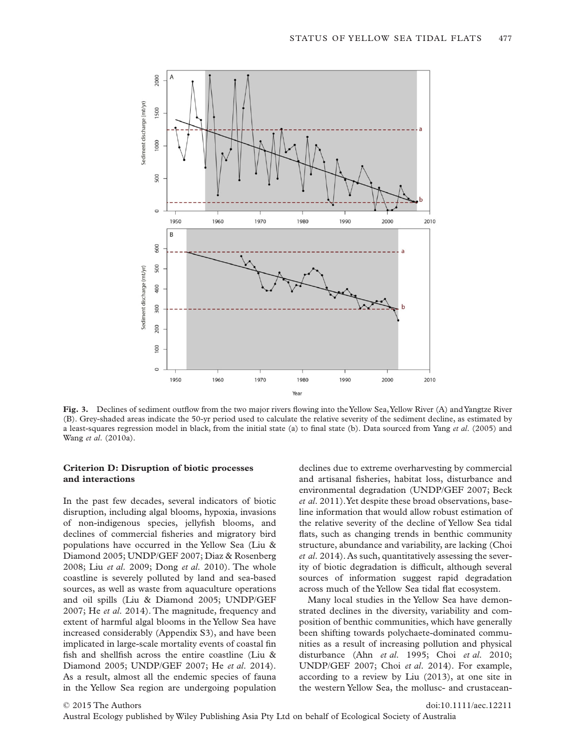**Fig. 3.** Declines of sediment outflow from the two major rivers flowing into the Yellow Sea, Yellow River (A) and Yangtze River (B). Grey-shaded areas indicate the 50-yr period used to calculate the relative severity of the sediment decline, as estimated by a least-squares regression model in black, from the initial state (a) to final state (b). Data sourced from Yang *et al.* (2005) and Wang *et al.* (2010a).

### Criterion D: Disruption of biotic processes and interactions

In the past few decades, several indicators of biotic disruption, including algal blooms, hypoxia, invasions of non-indigenous species, jellyfish blooms, and declines of commercial fisheries and migratory bird populations have occurred in the Yellow Sea (Liu & Diamond 2005; UNDP/GEF 2007; Diaz & Rosenberg 2008; Liu *et al.* 2009; Dong *et al.* 2010). The whole coastline is severely polluted by land and sea-based sources, as well as waste from aquaculture operations and oil spills (Liu & Diamond 2005; UNDP/GEF 2007; He *et al.* 2014). The magnitude, frequency and extent of harmful algal blooms in the Yellow Sea have increased considerably (Appendix S3), and have been implicated in large-scale mortality events of coastal fin fish and shellfish across the entire coastline (Liu & Diamond 2005; UNDP/GEF 2007; He *et al.* 2014). As a result, almost all the endemic species of fauna in the Yellow Sea region are undergoing population declines due to extreme overharvesting by commercial and artisanal fisheries, habitat loss, disturbance and environmental degradation (UNDP/GEF 2007; Beck *et al.* 2011). Yet despite these broad observations, baseline information that would allow robust estimation of the relative severity of the decline of Yellow Sea tidal flats, such as changing trends in benthic community structure, abundance and variability, are lacking (Choi *et al.* 2014). As such, quantitatively assessing the severity of biotic degradation is difficult, although several sources of information suggest rapid degradation across much of the Yellow Sea tidal flat ecosystem.

Many local studies in the Yellow Sea have demonstrated declines in the diversity, variability and composition of benthic communities, which have generally been shifting towards polychaete-dominated communities as a result of increasing pollution and physical disturbance (Ahn *et al.* 1995; Choi *et al.* 2010; UNDP/GEF 2007; Choi *et al.* 2014). For example, according to a review by Liu (2013), at one site in the western Yellow Sea, the mollusc- and crustacean-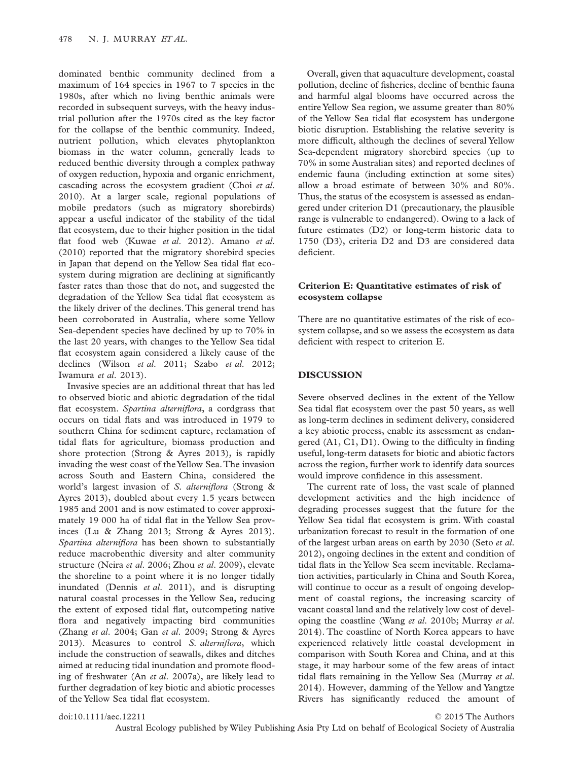dominated benthic community declined from a maximum of 164 species in 1967 to 7 species in the 1980s, after which no living benthic animals were recorded in subsequent surveys, with the heavy industrial pollution after the 1970s cited as the key factor for the collapse of the benthic community. Indeed, nutrient pollution, which elevates phytoplankton biomass in the water column, generally leads to reduced benthic diversity through a complex pathway of oxygen reduction, hypoxia and organic enrichment, cascading across the ecosystem gradient (Choi *et al.* 2010). At a larger scale, regional populations of mobile predators (such as migratory shorebirds) appear a useful indicator of the stability of the tidal flat ecosystem, due to their higher position in the tidal flat food web (Kuwae *et al.* 2012). Amano *et al.* (2010) reported that the migratory shorebird species in Japan that depend on the Yellow Sea tidal flat ecosystem during migration are declining at significantly faster rates than those that do not, and suggested the degradation of the Yellow Sea tidal flat ecosystem as the likely driver of the declines. This general trend has been corroborated in Australia, where some Yellow Sea-dependent species have declined by up to 70% in the last 20 years, with changes to the Yellow Sea tidal flat ecosystem again considered a likely cause of the declines (Wilson *et al.* 2011; Szabo *et al.* 2012; Iwamura *et al.* 2013).

Invasive species are an additional threat that has led to observed biotic and abiotic degradation of the tidal flat ecosystem. *Spartina alterniflora*, a cordgrass that occurs on tidal flats and was introduced in 1979 to southern China for sediment capture, reclamation of tidal flats for agriculture, biomass production and shore protection (Strong & Ayres 2013), is rapidly invading the west coast of the Yellow Sea. The invasion across South and Eastern China, considered the world's largest invasion of *S. alterniflora* (Strong & Ayres 2013), doubled about every 1.5 years between 1985 and 2001 and is now estimated to cover approximately 19 000 ha of tidal flat in the Yellow Sea provinces (Lu & Zhang 2013; Strong & Ayres 2013). *Spartina alterniflora* has been shown to substantially reduce macrobenthic diversity and alter community structure (Neira *et al.* 2006; Zhou *et al.* 2009), elevate the shoreline to a point where it is no longer tidally inundated (Dennis *et al.* 2011), and is disrupting natural coastal processes in the Yellow Sea, reducing the extent of exposed tidal flat, outcompeting native flora and negatively impacting bird communities (Zhang *et al.* 2004; Gan *et al.* 2009; Strong & Ayres 2013). Measures to control *S. alterniflora*, which include the construction of seawalls, dikes and ditches aimed at reducing tidal inundation and promote flooding of freshwater (An *et al.* 2007a), are likely lead to further degradation of key biotic and abiotic processes of the Yellow Sea tidal flat ecosystem.

Overall, given that aquaculture development, coastal pollution, decline of fisheries, decline of benthic fauna and harmful algal blooms have occurred across the entire Yellow Sea region, we assume greater than 80% of the Yellow Sea tidal flat ecosystem has undergone biotic disruption. Establishing the relative severity is more difficult, although the declines of several Yellow Sea-dependent migratory shorebird species (up to 70% in some Australian sites) and reported declines of endemic fauna (including extinction at some sites) allow a broad estimate of between 30% and 80%. Thus, the status of the ecosystem is assessed as endangered under criterion D1 (precautionary, the plausible range is vulnerable to endangered). Owing to a lack of future estimates (D2) or long-term historic data to 1750 (D3), criteria D2 and D3 are considered data deficient.

### Criterion E: Quantitative estimates of risk of ecosystem collapse

There are no quantitative estimates of the risk of ecosystem collapse, and so we assess the ecosystem as data deficient with respect to criterion E.

## DISCUSSION

Severe observed declines in the extent of the Yellow Sea tidal flat ecosystem over the past 50 years, as well as long-term declines in sediment delivery, considered a key abiotic process, enable its assessment as endangered (A1, C1, D1). Owing to the difficulty in finding useful, long-term datasets for biotic and abiotic factors across the region, further work to identify data sources would improve confidence in this assessment.

The current rate of loss, the vast scale of planned development activities and the high incidence of degrading processes suggest that the future for the Yellow Sea tidal flat ecosystem is grim. With coastal urbanization forecast to result in the formation of one of the largest urban areas on earth by 2030 (Seto *et al.* 2012), ongoing declines in the extent and condition of tidal flats in the Yellow Sea seem inevitable. Reclamation activities, particularly in China and South Korea, will continue to occur as a result of ongoing development of coastal regions, the increasing scarcity of vacant coastal land and the relatively low cost of developing the coastline (Wang *et al.* 2010b; Murray *et al.* 2014). The coastline of North Korea appears to have experienced relatively little coastal development in comparison with South Korea and China, and at this stage, it may harbour some of the few areas of intact tidal flats remaining in the Yellow Sea (Murray *et al.* 2014). However, damming of the Yellow and Yangtze Rivers has significantly reduced the amount of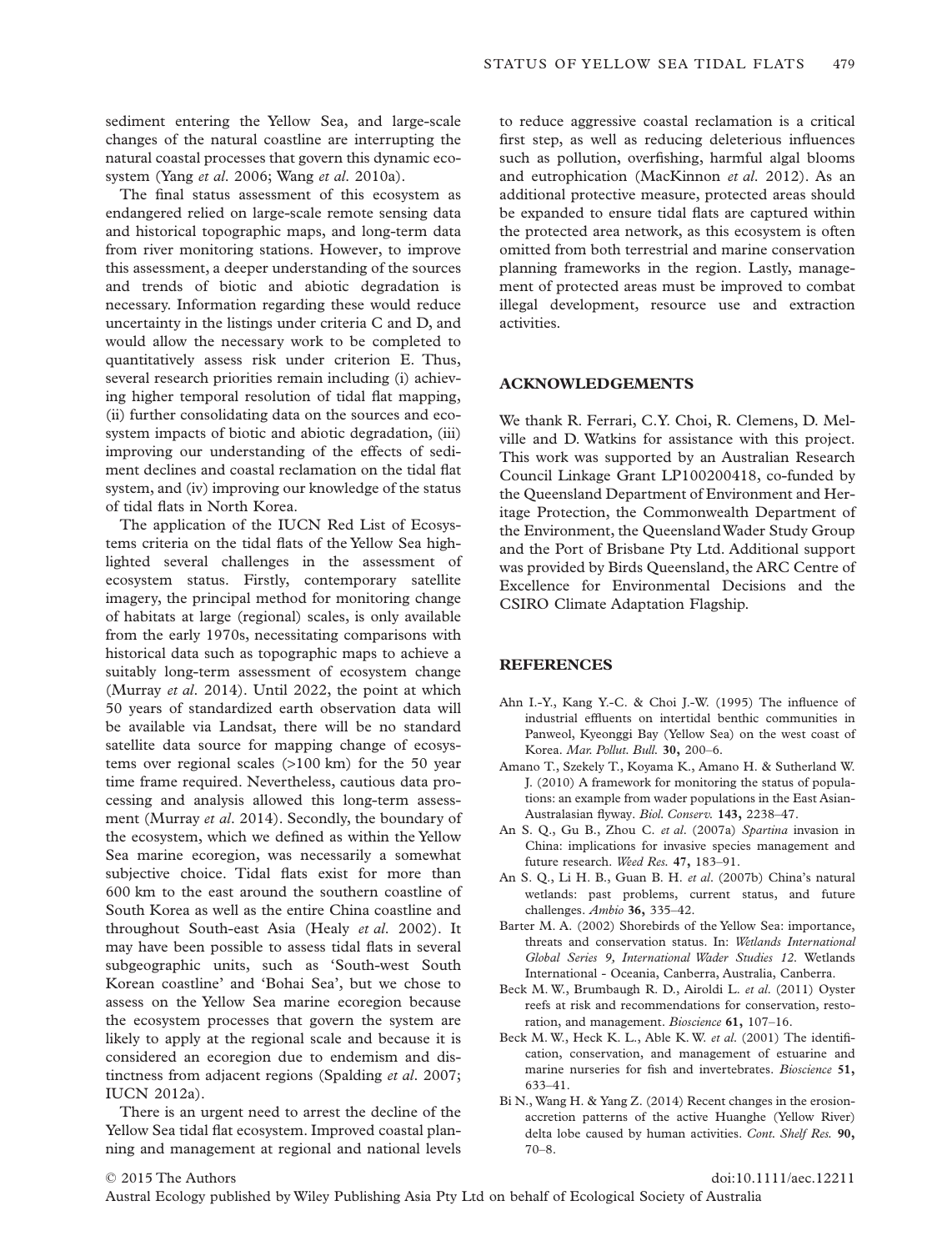sediment entering the Yellow Sea, and large-scale changes of the natural coastline are interrupting the natural coastal processes that govern this dynamic ecosystem (Yang *et al*. 2006; Wang *et al*. 2010a).

The final status assessment of this ecosystem as endangered relied on large-scale remote sensing data and historical topographic maps, and long-term data from river monitoring stations. However, to improve this assessment, a deeper understanding of the sources and trends of biotic and abiotic degradation is necessary. Information regarding these would reduce uncertainty in the listings under criteria C and D, and would allow the necessary work to be completed to quantitatively assess risk under criterion E. Thus, several research priorities remain including (i) achieving higher temporal resolution of tidal flat mapping, (ii) further consolidating data on the sources and ecosystem impacts of biotic and abiotic degradation, (iii) improving our understanding of the effects of sediment declines and coastal reclamation on the tidal flat system, and (iv) improving our knowledge of the status of tidal flats in North Korea.

The application of the IUCN Red List of Ecosystems criteria on the tidal flats of the Yellow Sea highlighted several challenges in the assessment of ecosystem status. Firstly, contemporary satellite imagery, the principal method for monitoring change of habitats at large (regional) scales, is only available from the early 1970s, necessitating comparisons with historical data such as topographic maps to achieve a suitably long-term assessment of ecosystem change (Murray *et al*. 2014). Until 2022, the point at which 50 years of standardized earth observation data will be available via Landsat, there will be no standard satellite data source for mapping change of ecosystems over regional scales (>100 km) for the 50 year time frame required. Nevertheless, cautious data processing and analysis allowed this long-term assessment (Murray *et al*. 2014). Secondly, the boundary of the ecosystem, which we defined as within the Yellow Sea marine ecoregion, was necessarily a somewhat subjective choice. Tidal flats exist for more than 600 km to the east around the southern coastline of South Korea as well as the entire China coastline and throughout South-east Asia (Healy *et al*. 2002). It may have been possible to assess tidal flats in several subgeographic units, such as 'South-west South Korean coastline' and 'Bohai Sea', but we chose to assess on the Yellow Sea marine ecoregion because the ecosystem processes that govern the system are likely to apply at the regional scale and because it is considered an ecoregion due to endemism and distinctness from adjacent regions (Spalding *et al*. 2007; IUCN 2012a).

There is an urgent need to arrest the decline of the Yellow Sea tidal flat ecosystem. Improved coastal planning and management at regional and national levels to reduce aggressive coastal reclamation is a critical first step, as well as reducing deleterious influences such as pollution, overfishing, harmful algal blooms and eutrophication (MacKinnon *et al*. 2012). As an additional protective measure, protected areas should be expanded to ensure tidal flats are captured within the protected area network, as this ecosystem is often omitted from both terrestrial and marine conservation planning frameworks in the region. Lastly, management of protected areas must be improved to combat illegal development, resource use and extraction activities.

## ACKNOWLEDGEMENTS

We thank R. Ferrari, C.Y. Choi, R. Clemens, D. Melville and D. Watkins for assistance with this project. This work was supported by an Australian Research Council Linkage Grant LP100200418, co-funded by the Queensland Department of Environment and Heritage Protection, the Commonwealth Department of the Environment, the Queensland Wader Study Group and the Port of Brisbane Pty Ltd. Additional support was provided by Birds Queensland, the ARC Centre of Excellence for Environmental Decisions and the CSIRO Climate Adaptation Flagship.

## REFERENCES

Ahn I.-Y., Kang Y.-C. & Choi J.-W. (1995) The influence of industrial effluents on intertidal benthic communities in Panweol, Kyeonggi Bay (Yellow Sea) on the west coast of Korea. *Mar. Pollut. Bull.* **30,** 200–6.

Amano T., Szekely T., Koyama K., Amano H. & Sutherland W. J. (2010) A framework for monitoring the status of populations: an example from wader populations in the East Asian-Australasian flyway. *Biol. Conserv.* **143,** 2238–47.

An S. Q., Gu B., Zhou C. *et al*. (2007a) *Spartina* invasion in China: implications for invasive species management and future research. *Weed Res.* **47,** 183–91.

An S. Q., Li H. B., Guan B. H. *et al*. (2007b) China's natural wetlands: past problems, current status, and future challenges. *Ambio* **36,** 335–42.

Barter M. A. (2002) Shorebirds of the Yellow Sea: importance, threats and conservation status. In: *Wetlands International Global Series 9, International Wader Studies 12.* Wetlands International - Oceania, Canberra, Australia, Canberra.

Beck M. W., Brumbaugh R. D., Airoldi L. *et al*. (2011) Oyster reefs at risk and recommendations for conservation, restoration, and management. *Bioscience* **61,** 107–16.

Beck M. W., Heck K. L., Able K. W. *et al*. (2001) The identification, conservation, and management of estuarine and marine nurseries for fish and invertebrates. *Bioscience* **51,** 633–41.

Bi N., Wang H. & Yang Z. (2014) Recent changes in the erosion-accretion patterns of the active Huanghe (Yellow River) delta lobe caused by human activities. *Cont. Shelf Res.* **90,** 70–8.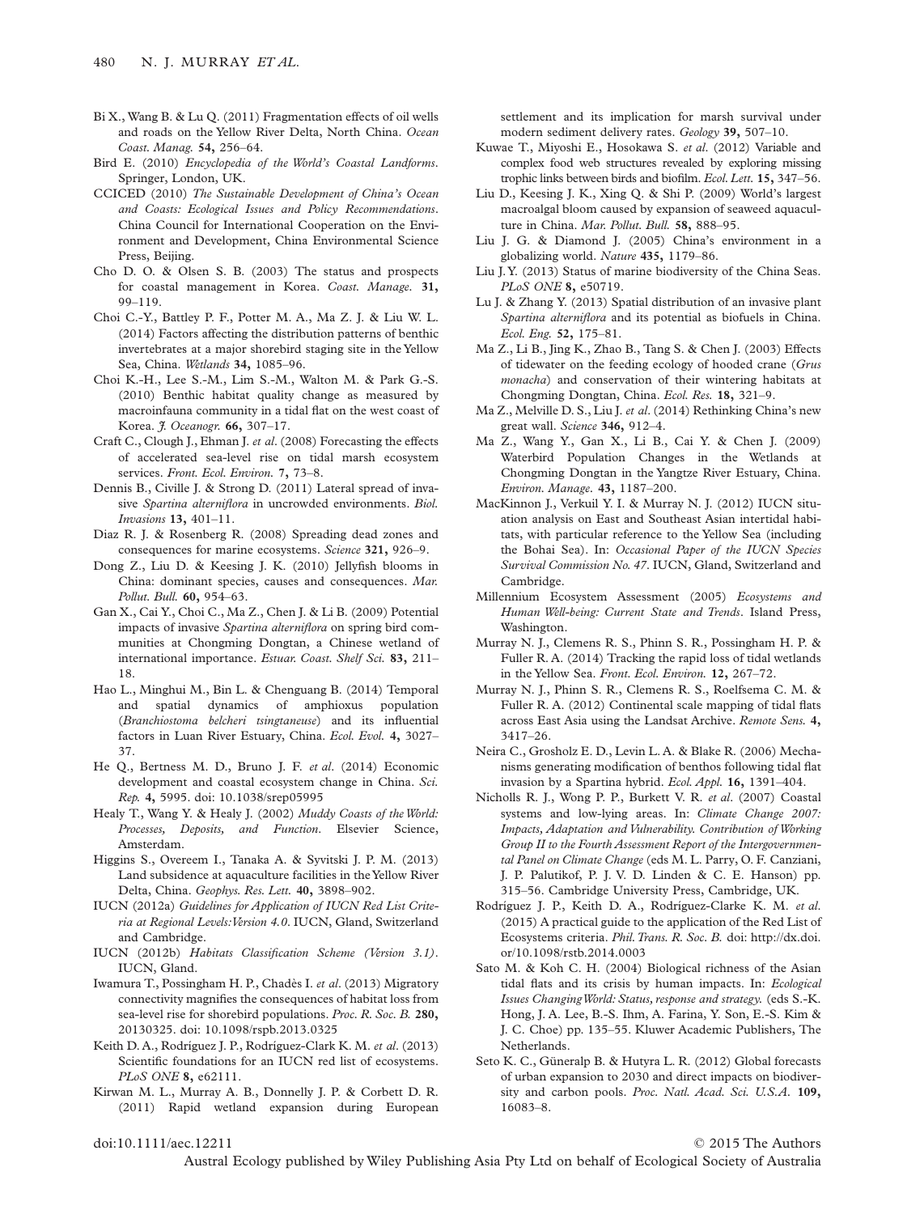Bi X., Wang B. & Lu Q. (2011) Fragmentation effects of oil wells and roads on the Yellow River Delta, North China. *Ocean Coast. Manag.* **54,** 256–64.

Bird E. (2010) *Encyclopedia of the World's Coastal Landforms*. Springer, London, UK.

CCICED (2010) *The Sustainable Development of China's Ocean and Coasts: Ecological Issues and Policy Recommendations*. China Council for International Cooperation on the Environment and Development, China Environmental Science Press, Beijing.

Cho D. O. & Olsen S. B. (2003) The status and prospects for coastal management in Korea. *Coast. Manage.* **31,** 99–119.

Choi C.-Y., Battley P. F., Potter M. A., Ma Z. J. & Liu W. L. (2014) Factors affecting the distribution patterns of benthic invertebrates at a major shorebird staging site in the Yellow Sea, China. *Wetlands* **34,** 1085–96.

Choi K.-H., Lee S.-M., Lim S.-M., Walton M. & Park G.-S. (2010) Benthic habitat quality change as measured by macroinfauna community in a tidal flat on the west coast of Korea. *J. Oceanogr.* **66,** 307–17.

Craft C., Clough J., Ehman J. *et al*. (2008) Forecasting the effects of accelerated sea-level rise on tidal marsh ecosystem services. *Front. Ecol. Environ.* **7,** 73–8.

Dennis B., Civille J. & Strong D. (2011) Lateral spread of invasive *Spartina alterniflora* in uncrowded environments. *Biol. Invasions* **13,** 401–11.

Diaz R. J. & Rosenberg R. (2008) Spreading dead zones and consequences for marine ecosystems. *Science* **321,** 926–9.

Dong Z., Liu D. & Keesing J. K. (2010) Jellyfish blooms in China: dominant species, causes and consequences. *Mar. Pollut. Bull.* **60,** 954–63.

Gan X., Cai Y., Choi C., Ma Z., Chen J. & Li B. (2009) Potential impacts of invasive *Spartina alterniflora* on spring bird communities at Chongming Dongtan, a Chinese wetland of international importance. *Estuar. Coast. Shelf Sci.* **83,** 211–18.

Hao L., Minghui M., Bin L. & Chenguang B. (2014) Temporal and spatial dynamics of amphioxus population (*Branchiostoma belcheri tsingtaneuse*) and its influential factors in Luan River Estuary, China. *Ecol. Evol.* **4,** 3027–37.

He Q., Bertness M. D., Bruno J. F. *et al*. (2014) Economic development and coastal ecosystem change in China. *Sci. Rep.* **4,** 5995. doi: 10.1038/srep05995

Healy T., Wang Y. & Healy J. (2002) *Muddy Coasts of the World: Processes, Deposits, and Function*. Elsevier Science, Amsterdam.

Higgins S., Overeem I., Tanaka A. & Syvitski J. P. M. (2013) Land subsidence at aquaculture facilities in the Yellow River Delta, China. *Geophys. Res. Lett.* **40,** 3898–902.

IUCN (2012a) *Guidelines for Application of IUCN Red List Criteria at Regional Levels:Version 4.0*. IUCN, Gland, Switzerland and Cambridge.

IUCN (2012b) *Habitats Classification Scheme (Version 3.1)*. IUCN, Gland.

Iwamura T., Possingham H. P., Chadès I. *et al*. (2013) Migratory connectivity magnifies the consequences of habitat loss from sea-level rise for shorebird populations. *Proc. R. Soc. B.* **280,** 20130325. doi: 10.1098/rspb.2013.0325

Keith D. A., Rodríguez J. P., Rodríguez-Clark K. M. *et al*. (2013) Scientific foundations for an IUCN red list of ecosystems. *PLoS ONE* **8,** e62111.

Kirwan M. L., Murray A. B., Donnelly J. P. & Corbett D. R. (2011) Rapid wetland expansion during European settlement and its implication for marsh survival under modern sediment delivery rates. *Geology* **39,** 507–10.

Kuwae T., Miyoshi E., Hosokawa S. *et al*. (2012) Variable and complex food web structures revealed by exploring missing trophic links between birds and biofilm. *Ecol. Lett.* **15,** 347–56.

Liu D., Keesing J. K., Xing Q. & Shi P. (2009) World's largest macroalgal bloom caused by expansion of seaweed aquaculture in China. *Mar. Pollut. Bull.* **58,** 888–95.

Liu J. G. & Diamond J. (2005) China's environment in a globalizing world. *Nature* **435,** 1179–86.

Liu J. Y. (2013) Status of marine biodiversity of the China Seas. *PLoS ONE* **8,** e50719.

Lu J. & Zhang Y. (2013) Spatial distribution of an invasive plant *Spartina alterniflora* and its potential as biofuels in China. *Ecol. Eng.* **52,** 175–81.

Ma Z., Li B., Jing K., Zhao B., Tang S. & Chen J. (2003) Effects of tidewater on the feeding ecology of hooded crane (*Grus monacha*) and conservation of their wintering habitats at Chongming Dongtan, China. *Ecol. Res.* **18,** 321–9.

Ma Z., Melville D. S., Liu J. *et al*. (2014) Rethinking China's new great wall. *Science* **346,** 912–4.

Ma Z., Wang Y., Gan X., Li B., Cai Y. & Chen J. (2009) Waterbird Population Changes in the Wetlands at Chongming Dongtan in the Yangtze River Estuary, China. *Environ. Manage.* **43,** 1187–200.

MacKinnon J., Verkuil Y. I. & Murray N. J. (2012) IUCN situation analysis on East and Southeast Asian intertidal habitats, with particular reference to the Yellow Sea (including the Bohai Sea). In: *Occasional Paper of the IUCN Species Survival Commission No. 47*. IUCN, Gland, Switzerland and Cambridge.

Millennium Ecosystem Assessment (2005) *Ecosystems and Human Well-being: Current State and Trends*. Island Press, Washington.

Murray N. J., Clemens R. S., Phinn S. R., Possingham H. P. & Fuller R. A. (2014) Tracking the rapid loss of tidal wetlands in the Yellow Sea. *Front. Ecol. Environ.* **12,** 267–72.

Murray N. J., Phinn S. R., Clemens R. S., Roelfsema C. M. & Fuller R. A. (2012) Continental scale mapping of tidal flats across East Asia using the Landsat Archive. *Remote Sens.* **4,** 3417–26.

Neira C., Grosholz E. D., Levin L. A. & Blake R. (2006) Mechanisms generating modification of benthos following tidal flat invasion by a Spartina hybrid. *Ecol. Appl.* **16,** 1391–404.

Nicholls R. J., Wong P. P., Burkett V. R. *et al*. (2007) Coastal systems and low-lying areas. In: *Climate Change 2007: Impacts, Adaptation and Vulnerability. Contribution of Working Group II to the Fourth Assessment Report of the Intergovernmental Panel on Climate Change* (eds M. L. Parry, O. F. Canziani, J. P. Palutikof, P. J. V. D. Linden & C. E. Hanson) pp. 315–56. Cambridge University Press, Cambridge, UK.

Rodríguez J. P., Keith D. A., Rodríguez-Clarke K. M. *et al*. (2015) A practical guide to the application of the Red List of Ecosystems criteria. *Phil. Trans. R. Soc. B.* doi: http://dx.doi.or/10.1098/rstb.2014.0003

Sato M. & Koh C. H. (2004) Biological richness of the Asian tidal flats and its crisis by human impacts. In: *Ecological Issues Changing World: Status, response and strategy.* (eds S.-K. Hong, J. A. Lee, B.-S. Ihm, A. Farina, Y. Son, E.-S. Kim & J. C. Choe) pp. 135–55. Kluwer Academic Publishers, The Netherlands.

Seto K. C., Güneralp B. & Hutyra L. R. (2012) Global forecasts of urban expansion to 2030 and direct impacts on biodiversity and carbon pools. *Proc. Natl. Acad. Sci. U.S.A.* **109,** 16083–8.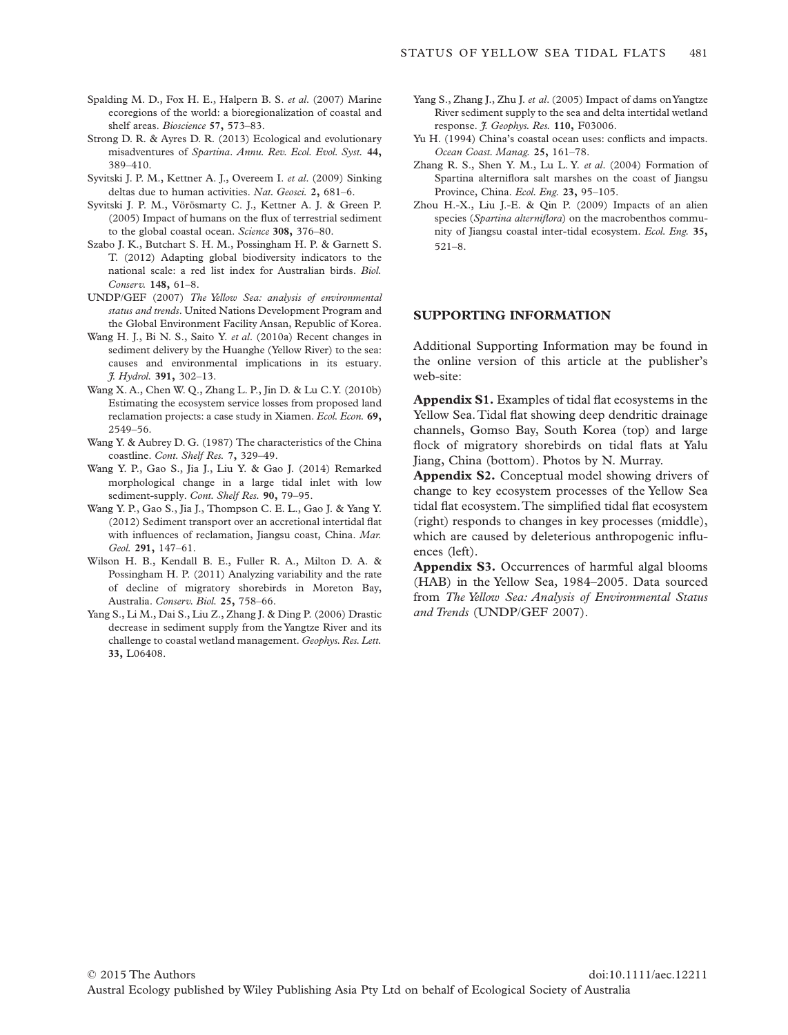Spalding M. D., Fox H. E., Halpern B. S. *et al*. (2007) Marine ecoregions of the world: a bioregionalization of coastal and shelf areas. *Bioscience* **57,** 573–83.

Strong D. R. & Ayres D. R. (2013) Ecological and evolutionary misadventures of *Spartina*. *Annu. Rev. Ecol. Evol. Syst.* **44,** 389–410.

Syvitski J. P. M., Kettner A. J., Overeem I. *et al*. (2009) Sinking deltas due to human activities. *Nat. Geosci.* **2,** 681–6.

Syvitski J. P. M., Vörösmarty C. J., Kettner A. J. & Green P. (2005) Impact of humans on the flux of terrestrial sediment to the global coastal ocean. *Science* **308,** 376–80.

Szabo J. K., Butchart S. H. M., Possingham H. P. & Garnett S. T. (2012) Adapting global biodiversity indicators to the national scale: a red list index for Australian birds. *Biol. Conserv.* **148,** 61–8.

UNDP/GEF (2007) *The Yellow Sea: analysis of environmental status and trends*. United Nations Development Program and the Global Environment Facility Ansan, Republic of Korea.

Wang H. J., Bi N. S., Saito Y. *et al*. (2010a) Recent changes in sediment delivery by the Huanghe (Yellow River) to the sea: causes and environmental implications in its estuary. *J. Hydrol.* **391,** 302–13.

Wang X. A., Chen W. Q., Zhang L. P., Jin D. & Lu C.Y. (2010b) Estimating the ecosystem service losses from proposed land reclamation projects: a case study in Xiamen. *Ecol. Econ.* **69,** 2549–56.

Wang Y. & Aubrey D. G. (1987) The characteristics of the China coastline. *Cont. Shelf Res.* **7,** 329–49.

Wang Y. P., Gao S., Jia J., Liu Y. & Gao J. (2014) Remarked morphological change in a large tidal inlet with low sediment-supply. *Cont. Shelf Res.* **90,** 79–95.

Wang Y. P., Gao S., Jia J., Thompson C. E. L., Gao J. & Yang Y. (2012) Sediment transport over an accretional intertidal flat with influences of reclamation, Jiangsu coast, China. *Mar. Geol.* **291,** 147–61.

Wilson H. B., Kendall B. E., Fuller R. A., Milton D. A. & Possingham H. P. (2011) Analyzing variability and the rate of decline of migratory shorebirds in Moreton Bay, Australia. *Conserv. Biol.* **25,** 758–66.

Yang S., Li M., Dai S., Liu Z., Zhang J. & Ding P. (2006) Drastic decrease in sediment supply from the Yangtze River and its challenge to coastal wetland management. *Geophys. Res. Lett.* **33,** L06408.

Yang S., Zhang J., Zhu J. *et al*. (2005) Impact of dams on Yangtze River sediment supply to the sea and delta intertidal wetland response. *J. Geophys. Res.* **110,** F03006.

Yu H. (1994) China's coastal ocean uses: conflicts and impacts. *Ocean Coast. Manag.* **25,** 161–78.

Zhang R. S., Shen Y. M., Lu L. Y. *et al*. (2004) Formation of Spartina alterniflora salt marshes on the coast of Jiangsu Province, China. *Ecol. Eng.* **23,** 95–105.

Zhou H.-X., Liu J.-E. & Qin P. (2009) Impacts of an alien species (*Spartina alterniflora*) on the macrobenthos community of Jiangsu coastal inter-tidal ecosystem. *Ecol. Eng.* **35,** 521–8.

## SUPPORTING INFORMATION

Additional Supporting Information may be found in the online version of this article at the publisher's web-site:

**Appendix S1.** Examples of tidal flat ecosystems in the Yellow Sea. Tidal flat showing deep dendritic drainage channels, Gomso Bay, South Korea (top) and large flock of migratory shorebirds on tidal flats at Yalu Jiang, China (bottom). Photos by N. Murray.

**Appendix S2.** Conceptual model showing drivers of change to key ecosystem processes of the Yellow Sea tidal flat ecosystem. The simplified tidal flat ecosystem (right) responds to changes in key processes (middle), which are caused by deleterious anthropogenic influences (left).

**Appendix S3.** Occurrences of harmful algal blooms (HAB) in the Yellow Sea, 1984–2005. Data sourced from *The Yellow Sea: Analysis of Environmental Status and Trends* (UNDP/GEF 2007).